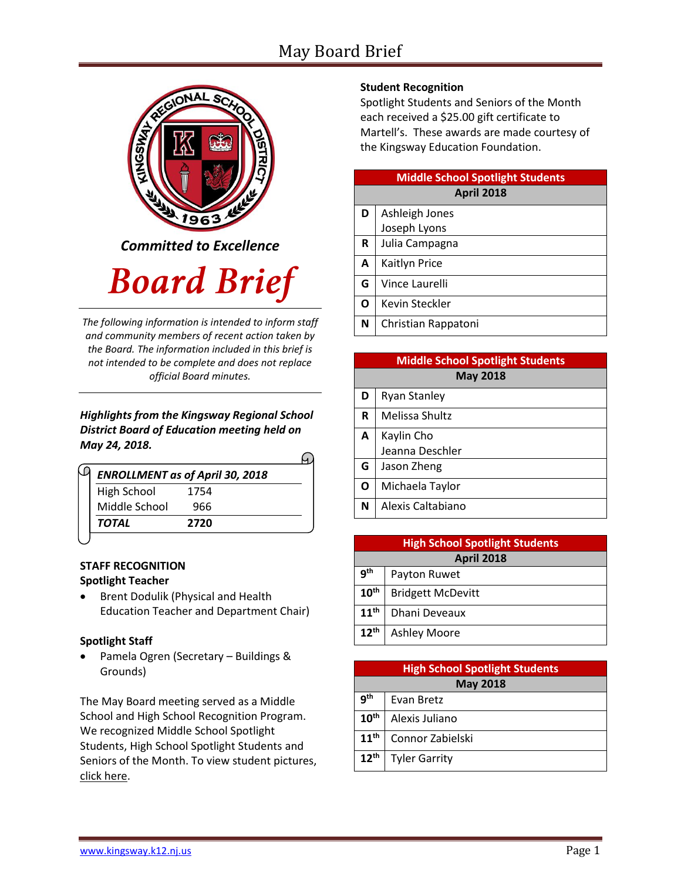# May Board Brief

*Committed to Excellence*

# Board Brief

*The following information is intended to inform staff and community members of recent action taken by the Board. The information included in this brief is not intended to be complete and does not replace official Board minutes.*

***Highlights from the Kingsway Regional School District Board of Education meeting held on May 24, 2018.***

| *ENROLLMENT as of April 30, 2018* | |
|---|---|
| High School | 1754 |
| Middle School | 966 |
| ***TOTAL*** | **2720** |

**STAFF RECOGNITION**

**Spotlight Teacher**

- Brent Dodulik (Physical and Health Education Teacher and Department Chair)

**Spotlight Staff**

- Pamela Ogren (Secretary – Buildings & Grounds)

The May Board meeting served as a Middle School and High School Recognition Program. We recognized Middle School Spotlight Students, High School Spotlight Students and Seniors of the Month. To view student pictures, click here.

**Student Recognition**

Spotlight Students and Seniors of the Month each received a $25.00 gift certificate to Martell's. These awards are made courtesy of the Kingsway Education Foundation.

| Middle School Spotlight Students | |
|---|---|
| **April 2018** | |
| **D** | Ashleigh Jones<br>Joseph Lyons |
| **R** | Julia Campagna |
| **A** | Kaitlyn Price |
| **G** | Vince Laurelli |
| **O** | Kevin Steckler |
| **N** | Christian Rappatoni |

| Middle School Spotlight Students | |
|---|---|
| **May 2018** | |
| **D** | Ryan Stanley |
| **R** | Melissa Shultz |
| **A** | Kaylin Cho<br>Jeanna Deschler |
| **G** | Jason Zheng |
| **O** | Michaela Taylor |
| **N** | Alexis Caltabiano |

| High School Spotlight Students | |
|---|---|
| **April 2018** | |
| **9th** | Payton Ruwet |
| **10th** | Bridgett McDevitt |
| **11th** | Dhani Deveaux |
| **12th** | Ashley Moore |

| High School Spotlight Students | |
|---|---|
| **May 2018** | |
| **9th** | Evan Bretz |
| **10th** | Alexis Juliano |
| **11th** | Connor Zabielski |
| **12th** | Tyler Garrity |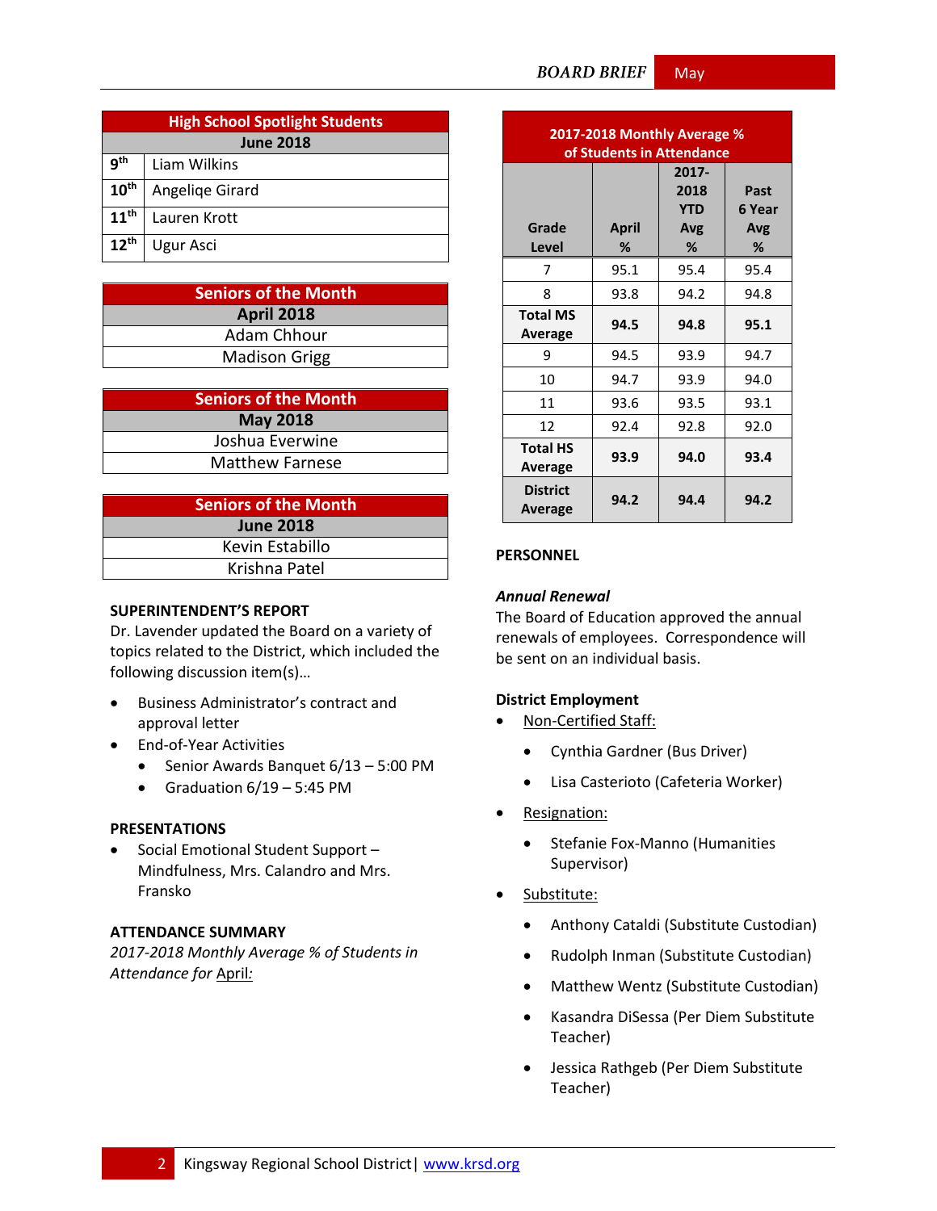| High School Spotlight Students | |
|---|---|
| June 2018 | |
| 9th | Liam Wilkins |
| 10th | Angeliqe Girard |
| 11th | Lauren Krott |
| 12th | Ugur Asci |

| Seniors of the Month |
|---|
| April 2018 |
| Adam Chhour |
| Madison Grigg |

| Seniors of the Month |
|---|
| May 2018 |
| Joshua Everwine |
| Matthew Farnese |

| Seniors of the Month |
|---|
| June 2018 |
| Kevin Estabillo |
| Krishna Patel |

**SUPERINTENDENT'S REPORT**

Dr. Lavender updated the Board on a variety of topics related to the District, which included the following discussion item(s)…

- Business Administrator's contract and approval letter
- End-of-Year Activities
  - Senior Awards Banquet 6/13 – 5:00 PM
  - Graduation 6/19 – 5:45 PM

**PRESENTATIONS**

- Social Emotional Student Support – Mindfulness, Mrs. Calandro and Mrs. Fransko

**ATTENDANCE SUMMARY**

*2017-2018 Monthly Average % of Students in Attendance for* April:

| 2017-2018 Monthly Average % of Students in Attendance | | | |
|---|---|---|---|
| Grade Level | April % | 2017-2018 YTD Avg % | Past 6 Year Avg % |
| 7 | 95.1 | 95.4 | 95.4 |
| 8 | 93.8 | 94.2 | 94.8 |
| **Total MS Average** | **94.5** | **94.8** | **95.1** |
| 9 | 94.5 | 93.9 | 94.7 |
| 10 | 94.7 | 93.9 | 94.0 |
| 11 | 93.6 | 93.5 | 93.1 |
| 12 | 92.4 | 92.8 | 92.0 |
| **Total HS Average** | **93.9** | **94.0** | **93.4** |
| **District Average** | **94.2** | **94.4** | **94.2** |

**PERSONNEL**

***Annual Renewal***

The Board of Education approved the annual renewals of employees. Correspondence will be sent on an individual basis.

**District Employment**

- Non-Certified Staff:
  - Cynthia Gardner (Bus Driver)
  - Lisa Casterioto (Cafeteria Worker)
- Resignation:
  - Stefanie Fox-Manno (Humanities Supervisor)
- Substitute:
  - Anthony Cataldi (Substitute Custodian)
  - Rudolph Inman (Substitute Custodian)
  - Matthew Wentz (Substitute Custodian)
  - Kasandra DiSessa (Per Diem Substitute Teacher)
  - Jessica Rathgeb (Per Diem Substitute Teacher)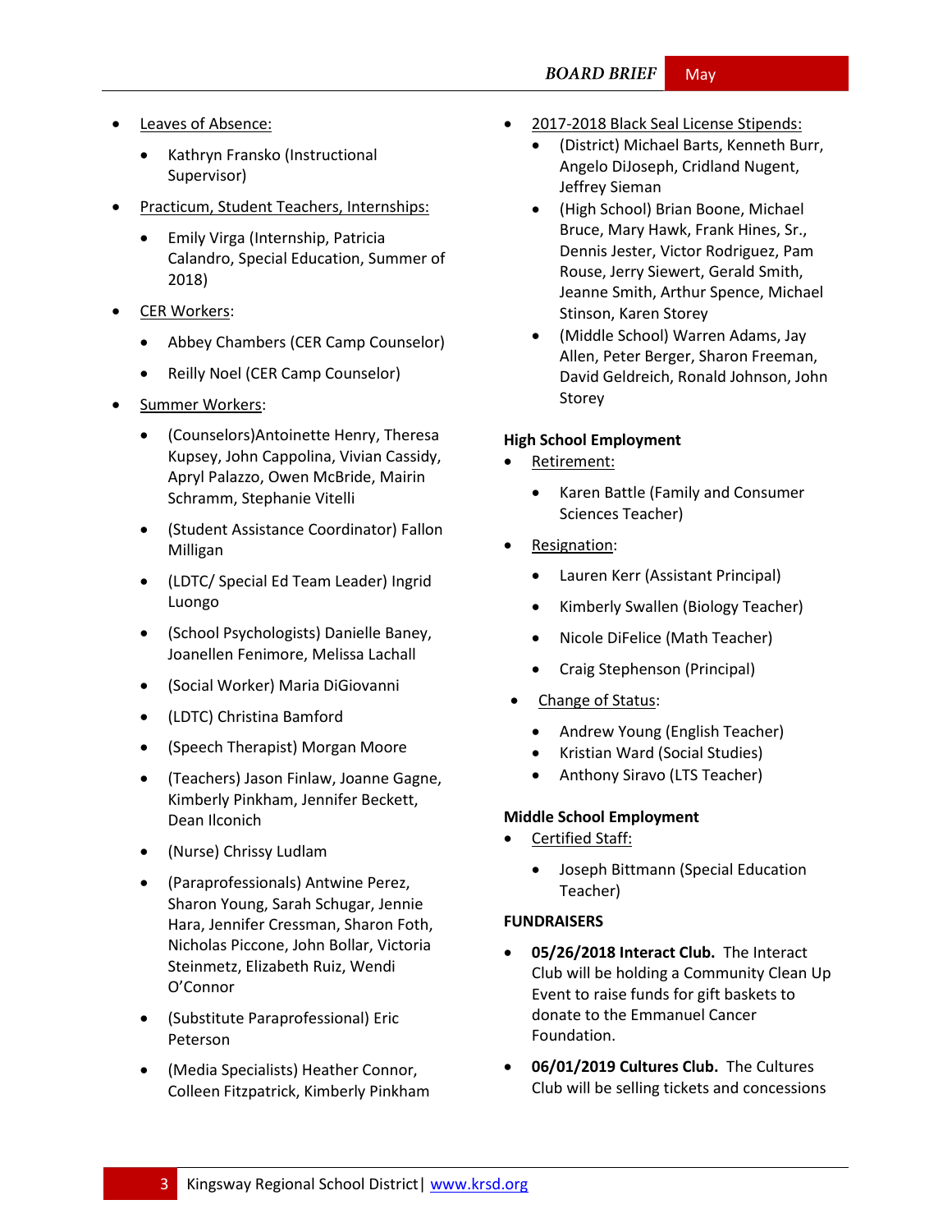- Leaves of Absence:
  - Kathryn Fransko (Instructional Supervisor)
- Practicum, Student Teachers, Internships:
  - Emily Virga (Internship, Patricia Calandro, Special Education, Summer of 2018)
- CER Workers:
  - Abbey Chambers (CER Camp Counselor)
  - Reilly Noel (CER Camp Counselor)
- Summer Workers:
  - (Counselors)Antoinette Henry, Theresa Kupsey, John Cappolina, Vivian Cassidy, Apryl Palazzo, Owen McBride, Mairin Schramm, Stephanie Vitelli
  - (Student Assistance Coordinator) Fallon Milligan
  - (LDTC/ Special Ed Team Leader) Ingrid Luongo
  - (School Psychologists) Danielle Baney, Joanellen Fenimore, Melissa Lachall
  - (Social Worker) Maria DiGiovanni
  - (LDTC) Christina Bamford
  - (Speech Therapist) Morgan Moore
  - (Teachers) Jason Finlaw, Joanne Gagne, Kimberly Pinkham, Jennifer Beckett, Dean Ilconich
  - (Nurse) Chrissy Ludlam
  - (Paraprofessionals) Antwine Perez, Sharon Young, Sarah Schugar, Jennie Hara, Jennifer Cressman, Sharon Foth, Nicholas Piccone, John Bollar, Victoria Steinmetz, Elizabeth Ruiz, Wendi O'Connor
  - (Substitute Paraprofessional) Eric Peterson
  - (Media Specialists) Heather Connor, Colleen Fitzpatrick, Kimberly Pinkham
- 2017-2018 Black Seal License Stipends:
  - (District) Michael Barts, Kenneth Burr, Angelo DiJoseph, Cridland Nugent, Jeffrey Sieman
  - (High School) Brian Boone, Michael Bruce, Mary Hawk, Frank Hines, Sr., Dennis Jester, Victor Rodriguez, Pam Rouse, Jerry Siewert, Gerald Smith, Jeanne Smith, Arthur Spence, Michael Stinson, Karen Storey
  - (Middle School) Warren Adams, Jay Allen, Peter Berger, Sharon Freeman, David Geldreich, Ronald Johnson, John Storey

**High School Employment**

- Retirement:
  - Karen Battle (Family and Consumer Sciences Teacher)
- Resignation:
  - Lauren Kerr (Assistant Principal)
  - Kimberly Swallen (Biology Teacher)
  - Nicole DiFelice (Math Teacher)
  - Craig Stephenson (Principal)
- Change of Status:
  - Andrew Young (English Teacher)
  - Kristian Ward (Social Studies)
  - Anthony Siravo (LTS Teacher)

**Middle School Employment**

- Certified Staff:
  - Joseph Bittmann (Special Education Teacher)

**FUNDRAISERS**

- **05/26/2018 Interact Club.** The Interact Club will be holding a Community Clean Up Event to raise funds for gift baskets to donate to the Emmanuel Cancer Foundation.
- **06/01/2019 Cultures Club.** The Cultures Club will be selling tickets and concessions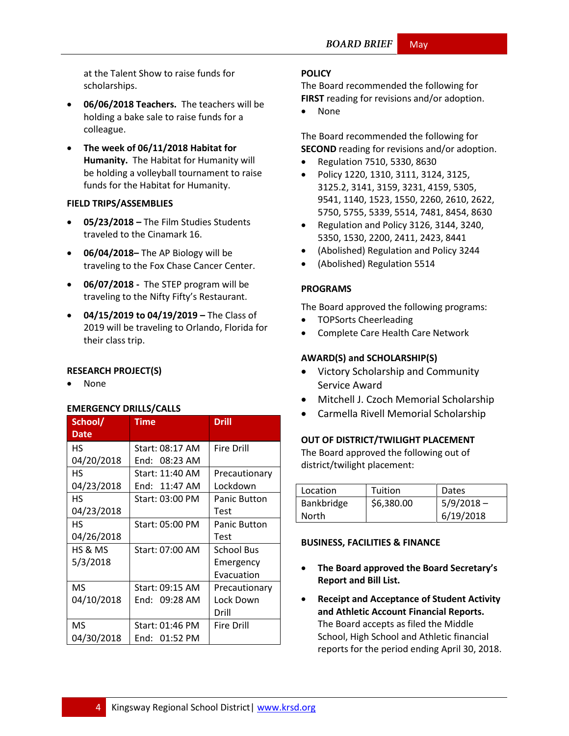at the Talent Show to raise funds for scholarships.

- **06/06/2018 Teachers.** The teachers will be holding a bake sale to raise funds for a colleague.
- **The week of 06/11/2018 Habitat for Humanity.** The Habitat for Humanity will be holding a volleyball tournament to raise funds for the Habitat for Humanity.

### FIELD TRIPS/ASSEMBLIES

- **05/23/2018 –** The Film Studies Students traveled to the Cinamark 16.
- **06/04/2018–** The AP Biology will be traveling to the Fox Chase Cancer Center.
- **06/07/2018 -** The STEP program will be traveling to the Nifty Fifty's Restaurant.
- **04/15/2019 to 04/19/2019 –** The Class of 2019 will be traveling to Orlando, Florida for their class trip.

### RESEARCH PROJECT(S)

- None

### EMERGENCY DRILLS/CALLS

| School/ Date | Time | Drill |
|---|---|---|
| HS 04/20/2018 | Start: 08:17 AM End: 08:23 AM | Fire Drill |
| HS 04/23/2018 | Start: 11:40 AM End: 11:47 AM | Precautionary Lockdown |
| HS 04/23/2018 | Start: 03:00 PM | Panic Button Test |
| HS 04/26/2018 | Start: 05:00 PM | Panic Button Test |
| HS & MS 5/3/2018 | Start: 07:00 AM | School Bus Emergency Evacuation |
| MS 04/10/2018 | Start: 09:15 AM End: 09:28 AM | Precautionary Lock Down Drill |
| MS 04/30/2018 | Start: 01:46 PM End: 01:52 PM | Fire Drill |

### POLICY

The Board recommended the following for **FIRST** reading for revisions and/or adoption.

- None

The Board recommended the following for **SECOND** reading for revisions and/or adoption.

- Regulation 7510, 5330, 8630
- Policy 1220, 1310, 3111, 3124, 3125, 3125.2, 3141, 3159, 3231, 4159, 5305, 9541, 1140, 1523, 1550, 2260, 2610, 2622, 5750, 5755, 5339, 5514, 7481, 8454, 8630
- Regulation and Policy 3126, 3144, 3240, 5350, 1530, 2200, 2411, 2423, 8441
- (Abolished) Regulation and Policy 3244
- (Abolished) Regulation 5514

### PROGRAMS

The Board approved the following programs:

- TOPSorts Cheerleading
- Complete Care Health Care Network

### AWARD(S) and SCHOLARSHIP(S)

- Victory Scholarship and Community Service Award
- Mitchell J. Czoch Memorial Scholarship
- Carmella Rivell Memorial Scholarship

### OUT OF DISTRICT/TWILIGHT PLACEMENT

The Board approved the following out of district/twilight placement:

| Location | Tuition | Dates |
|---|---|---|
| Bankbridge North | $6,380.00 | 5/9/2018 – 6/19/2018 |

### BUSINESS, FACILITIES & FINANCE

- **The Board approved the Board Secretary's Report and Bill List.**
- **Receipt and Acceptance of Student Activity and Athletic Account Financial Reports.** The Board accepts as filed the Middle School, High School and Athletic financial reports for the period ending April 30, 2018.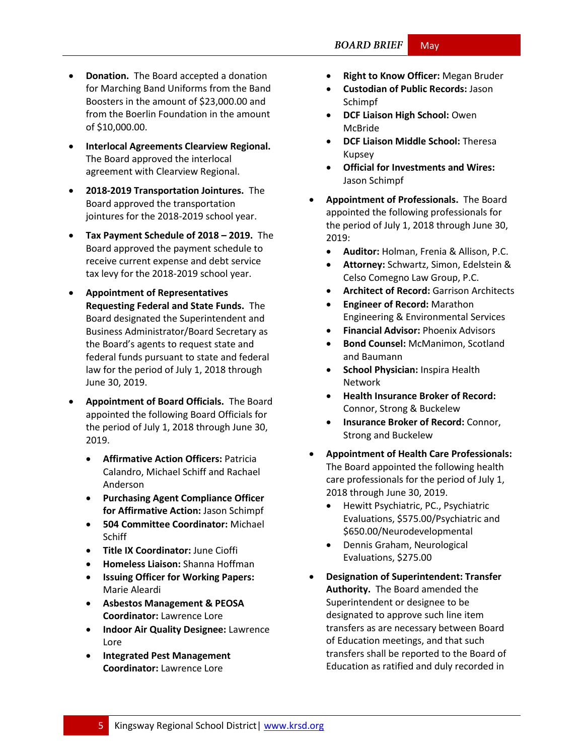- **Donation.** The Board accepted a donation for Marching Band Uniforms from the Band Boosters in the amount of $23,000.00 and from the Boerlin Foundation in the amount of $10,000.00.
- **Interlocal Agreements Clearview Regional.** The Board approved the interlocal agreement with Clearview Regional.
- **2018-2019 Transportation Jointures.** The Board approved the transportation jointures for the 2018-2019 school year.
- **Tax Payment Schedule of 2018 – 2019.** The Board approved the payment schedule to receive current expense and debt service tax levy for the 2018-2019 school year.
- **Appointment of Representatives Requesting Federal and State Funds.** The Board designated the Superintendent and Business Administrator/Board Secretary as the Board's agents to request state and federal funds pursuant to state and federal law for the period of July 1, 2018 through June 30, 2019.
- **Appointment of Board Officials.** The Board appointed the following Board Officials for the period of July 1, 2018 through June 30, 2019.
  - **Affirmative Action Officers:** Patricia Calandro, Michael Schiff and Rachael Anderson
  - **Purchasing Agent Compliance Officer for Affirmative Action:** Jason Schimpf
  - **504 Committee Coordinator:** Michael Schiff
  - **Title IX Coordinator:** June Cioffi
  - **Homeless Liaison:** Shanna Hoffman
  - **Issuing Officer for Working Papers:** Marie Aleardi
  - **Asbestos Management & PEOSA Coordinator:** Lawrence Lore
  - **Indoor Air Quality Designee:** Lawrence Lore
  - **Integrated Pest Management Coordinator:** Lawrence Lore
  - **Right to Know Officer:** Megan Bruder
  - **Custodian of Public Records:** Jason Schimpf
  - **DCF Liaison High School:** Owen McBride
  - **DCF Liaison Middle School:** Theresa Kupsey
  - **Official for Investments and Wires:** Jason Schimpf
- **Appointment of Professionals.** The Board appointed the following professionals for the period of July 1, 2018 through June 30, 2019:
  - **Auditor:** Holman, Frenia & Allison, P.C.
  - **Attorney:** Schwartz, Simon, Edelstein & Celso Comegno Law Group, P.C.
  - **Architect of Record:** Garrison Architects
  - **Engineer of Record:** Marathon Engineering & Environmental Services
  - **Financial Advisor:** Phoenix Advisors
  - **Bond Counsel:** McManimon, Scotland and Baumann
  - **School Physician:** Inspira Health Network
  - **Health Insurance Broker of Record:** Connor, Strong & Buckelew
  - **Insurance Broker of Record:** Connor, Strong and Buckelew
- **Appointment of Health Care Professionals:** The Board appointed the following health care professionals for the period of July 1, 2018 through June 30, 2019.
  - Hewitt Psychiatric, PC., Psychiatric Evaluations, $575.00/Psychiatric and $650.00/Neurodevelopmental
  - Dennis Graham, Neurological Evaluations, $275.00
- **Designation of Superintendent: Transfer Authority.** The Board amended the Superintendent or designee to be designated to approve such line item transfers as are necessary between Board of Education meetings, and that such transfers shall be reported to the Board of Education as ratified and duly recorded in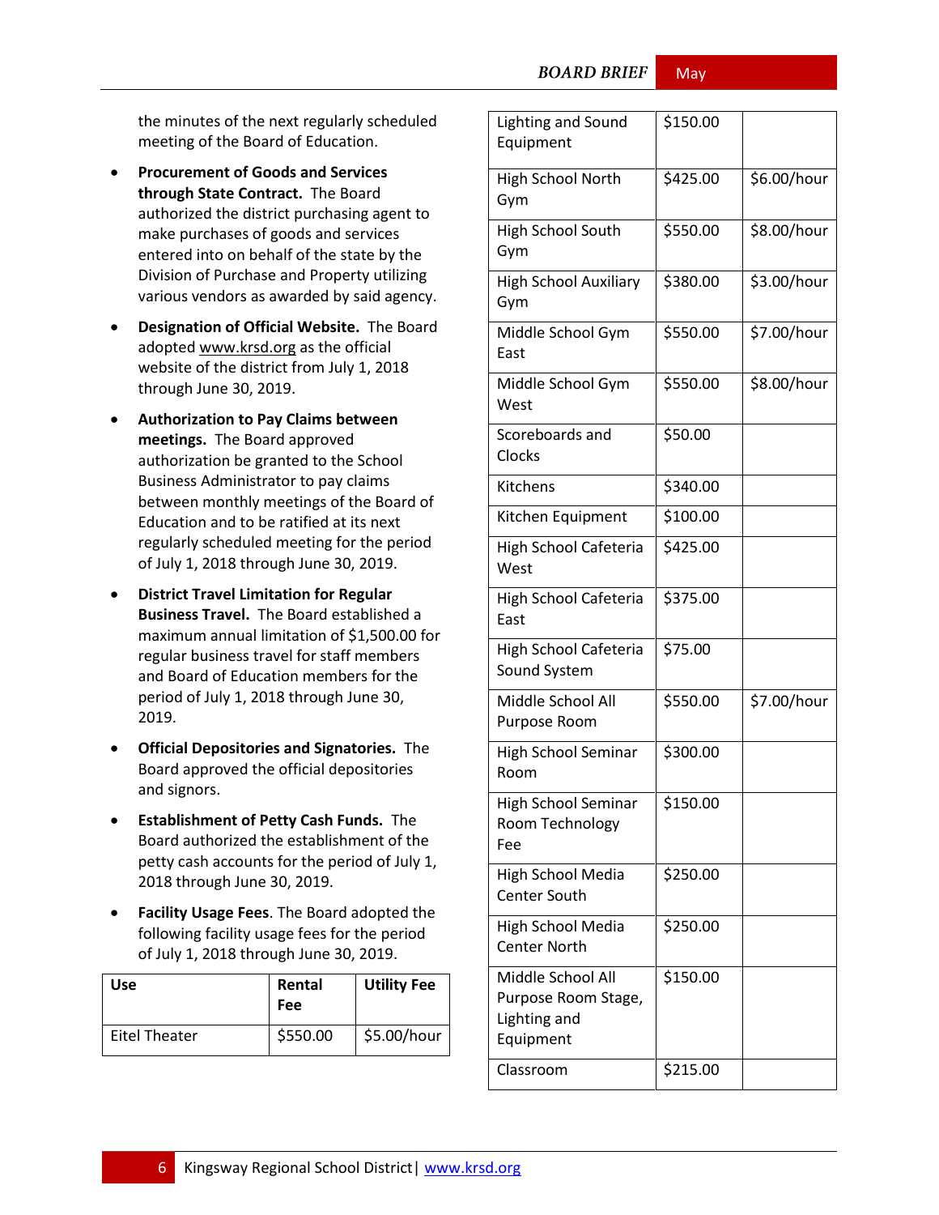the minutes of the next regularly scheduled meeting of the Board of Education.

- **Procurement of Goods and Services through State Contract.** The Board authorized the district purchasing agent to make purchases of goods and services entered into on behalf of the state by the Division of Purchase and Property utilizing various vendors as awarded by said agency.
- **Designation of Official Website.** The Board adopted www.krsd.org as the official website of the district from July 1, 2018 through June 30, 2019.
- **Authorization to Pay Claims between meetings.** The Board approved authorization be granted to the School Business Administrator to pay claims between monthly meetings of the Board of Education and to be ratified at its next regularly scheduled meeting for the period of July 1, 2018 through June 30, 2019.
- **District Travel Limitation for Regular Business Travel.** The Board established a maximum annual limitation of $1,500.00 for regular business travel for staff members and Board of Education members for the period of July 1, 2018 through June 30, 2019.
- **Official Depositories and Signatories.** The Board approved the official depositories and signors.
- **Establishment of Petty Cash Funds.** The Board authorized the establishment of the petty cash accounts for the period of July 1, 2018 through June 30, 2019.
- **Facility Usage Fees**. The Board adopted the following facility usage fees for the period of July 1, 2018 through June 30, 2019.

| Use | Rental Fee | Utility Fee |
|---|---|---|
| Eitel Theater | $550.00 | $5.00/hour |
| Lighting and Sound Equipment | $150.00 | |
| High School North Gym | $425.00 | $6.00/hour |
| High School South Gym | $550.00 | $8.00/hour |
| High School Auxiliary Gym | $380.00 | $3.00/hour |
| Middle School Gym East | $550.00 | $7.00/hour |
| Middle School Gym West | $550.00 | $8.00/hour |
| Scoreboards and Clocks | $50.00 | |
| Kitchens | $340.00 | |
| Kitchen Equipment | $100.00 | |
| High School Cafeteria West | $425.00 | |
| High School Cafeteria East | $375.00 | |
| High School Cafeteria Sound System | $75.00 | |
| Middle School All Purpose Room | $550.00 | $7.00/hour |
| High School Seminar Room | $300.00 | |
| High School Seminar Room Technology Fee | $150.00 | |
| High School Media Center South | $250.00 | |
| High School Media Center North | $250.00 | |
| Middle School All Purpose Room Stage, Lighting and Equipment | $150.00 | |
| Classroom | $215.00 | |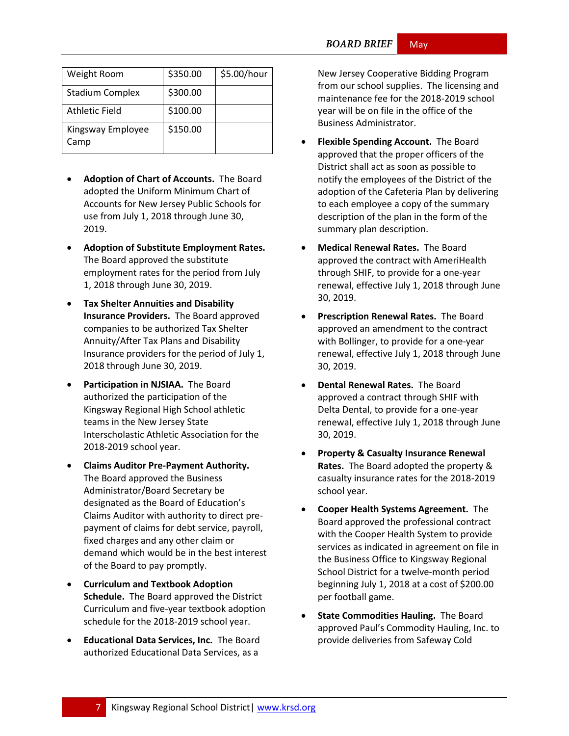| Weight Room | $350.00 | $5.00/hour |
|---|---|---|
| Stadium Complex | $300.00 | |
| Athletic Field | $100.00 | |
| Kingsway Employee Camp | $150.00 | |

- **Adoption of Chart of Accounts.** The Board adopted the Uniform Minimum Chart of Accounts for New Jersey Public Schools for use from July 1, 2018 through June 30, 2019.
- **Adoption of Substitute Employment Rates.** The Board approved the substitute employment rates for the period from July 1, 2018 through June 30, 2019.
- **Tax Shelter Annuities and Disability Insurance Providers.** The Board approved companies to be authorized Tax Shelter Annuity/After Tax Plans and Disability Insurance providers for the period of July 1, 2018 through June 30, 2019.
- **Participation in NJSIAA.** The Board authorized the participation of the Kingsway Regional High School athletic teams in the New Jersey State Interscholastic Athletic Association for the 2018-2019 school year.
- **Claims Auditor Pre-Payment Authority.** The Board approved the Business Administrator/Board Secretary be designated as the Board of Education's Claims Auditor with authority to direct pre-payment of claims for debt service, payroll, fixed charges and any other claim or demand which would be in the best interest of the Board to pay promptly.
- **Curriculum and Textbook Adoption Schedule.** The Board approved the District Curriculum and five-year textbook adoption schedule for the 2018-2019 school year.
- **Educational Data Services, Inc.** The Board authorized Educational Data Services, as a New Jersey Cooperative Bidding Program from our school supplies. The licensing and maintenance fee for the 2018-2019 school year will be on file in the office of the Business Administrator.
- **Flexible Spending Account.** The Board approved that the proper officers of the District shall act as soon as possible to notify the employees of the District of the adoption of the Cafeteria Plan by delivering to each employee a copy of the summary description of the plan in the form of the summary plan description.
- **Medical Renewal Rates.** The Board approved the contract with AmeriHealth through SHIF, to provide for a one-year renewal, effective July 1, 2018 through June 30, 2019.
- **Prescription Renewal Rates.** The Board approved an amendment to the contract with Bollinger, to provide for a one-year renewal, effective July 1, 2018 through June 30, 2019.
- **Dental Renewal Rates.** The Board approved a contract through SHIF with Delta Dental, to provide for a one-year renewal, effective July 1, 2018 through June 30, 2019.
- **Property & Casualty Insurance Renewal Rates.** The Board adopted the property & casualty insurance rates for the 2018-2019 school year.
- **Cooper Health Systems Agreement.** The Board approved the professional contract with the Cooper Health System to provide services as indicated in agreement on file in the Business Office to Kingsway Regional School District for a twelve-month period beginning July 1, 2018 at a cost of $200.00 per football game.
- **State Commodities Hauling.** The Board approved Paul's Commodity Hauling, Inc. to provide deliveries from Safeway Cold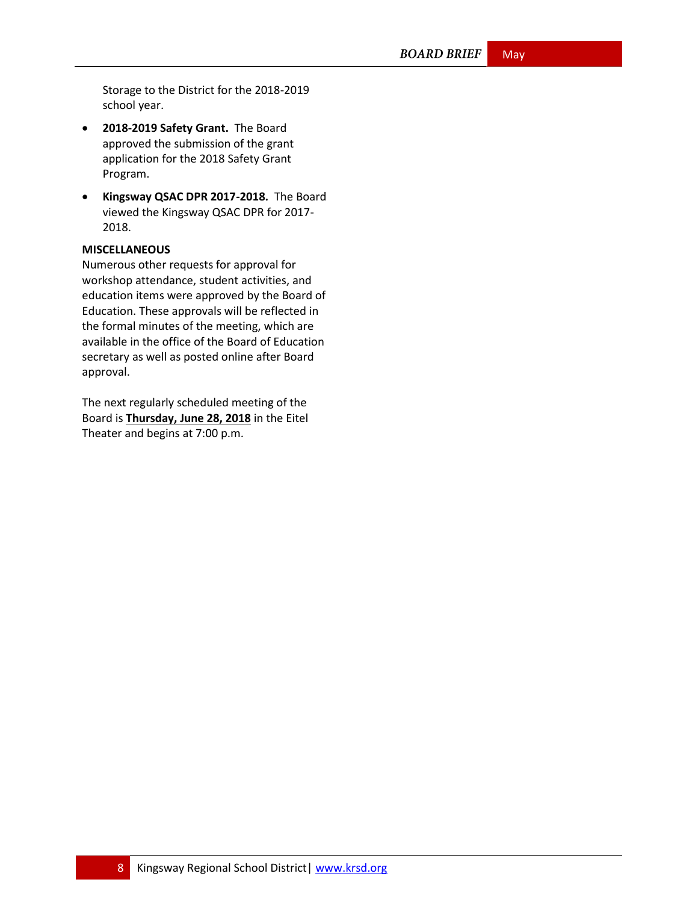Storage to the District for the 2018-2019 school year.

- **2018-2019 Safety Grant.** The Board approved the submission of the grant application for the 2018 Safety Grant Program.
- **Kingsway QSAC DPR 2017-2018.** The Board viewed the Kingsway QSAC DPR for 2017-2018.

**MISCELLANEOUS**

Numerous other requests for approval for workshop attendance, student activities, and education items were approved by the Board of Education. These approvals will be reflected in the formal minutes of the meeting, which are available in the office of the Board of Education secretary as well as posted online after Board approval.

The next regularly scheduled meeting of the Board is **Thursday, June 28, 2018** in the Eitel Theater and begins at 7:00 p.m.